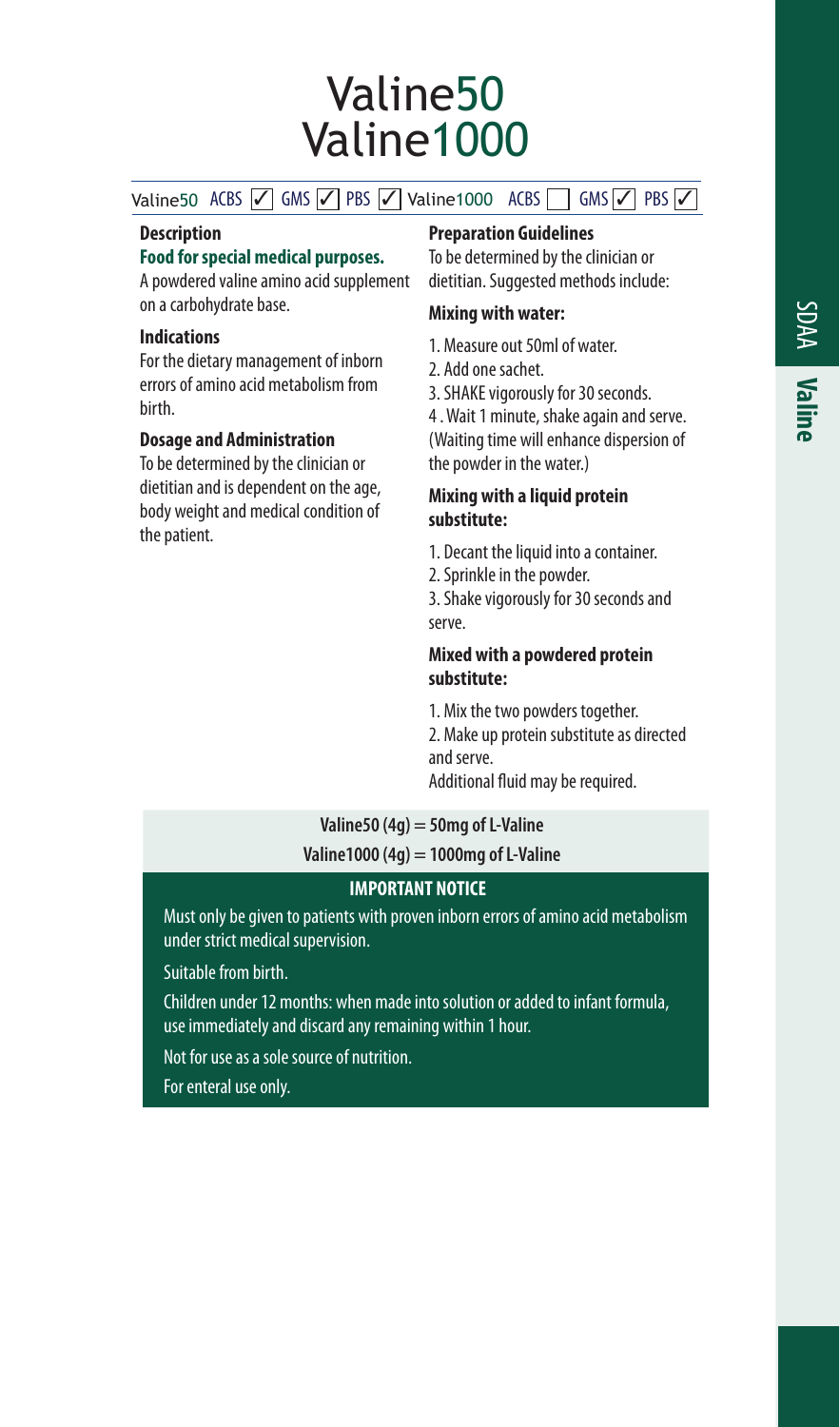# Valine50 Valine1000

Valine50 ACBS ☑ GMS ☑ PBS ☑ Valine1000 ACBS ☐ GMS ☑ PBS ☑

### Description

**Food for special medical purposes.**

A powdered valine amino acid supplement on a carbohydrate base.

### Indications

For the dietary management of inborn errors of amino acid metabolism from birth.

### Dosage and Administration

To be determined by the clinician or dietitian and is dependent on the age, body weight and medical condition of the patient.

### Preparation Guidelines

To be determined by the clinician or dietitian. Suggested methods include:

**Mixing with water:**

1. Measure out 50ml of water.
2. Add one sachet.
3. SHAKE vigorously for 30 seconds.
4. Wait 1 minute, shake again and serve. (Waiting time will enhance dispersion of the powder in the water.)

**Mixing with a liquid protein substitute:**

1. Decant the liquid into a container.
2. Sprinkle in the powder.
3. Shake vigorously for 30 seconds and serve.

**Mixed with a powdered protein substitute:**

1. Mix the two powders together.
2. Make up protein substitute as directed and serve.

Additional fluid may be required.

**Valine50 (4g) = 50mg of L-Valine**

**Valine1000 (4g) = 1000mg of L-Valine**

**IMPORTANT NOTICE**

Must only be given to patients with proven inborn errors of amino acid metabolism under strict medical supervision.

Suitable from birth.

Children under 12 months: when made into solution or added to infant formula, use immediately and discard any remaining within 1 hour.

Not for use as a sole source of nutrition.

For enteral use only.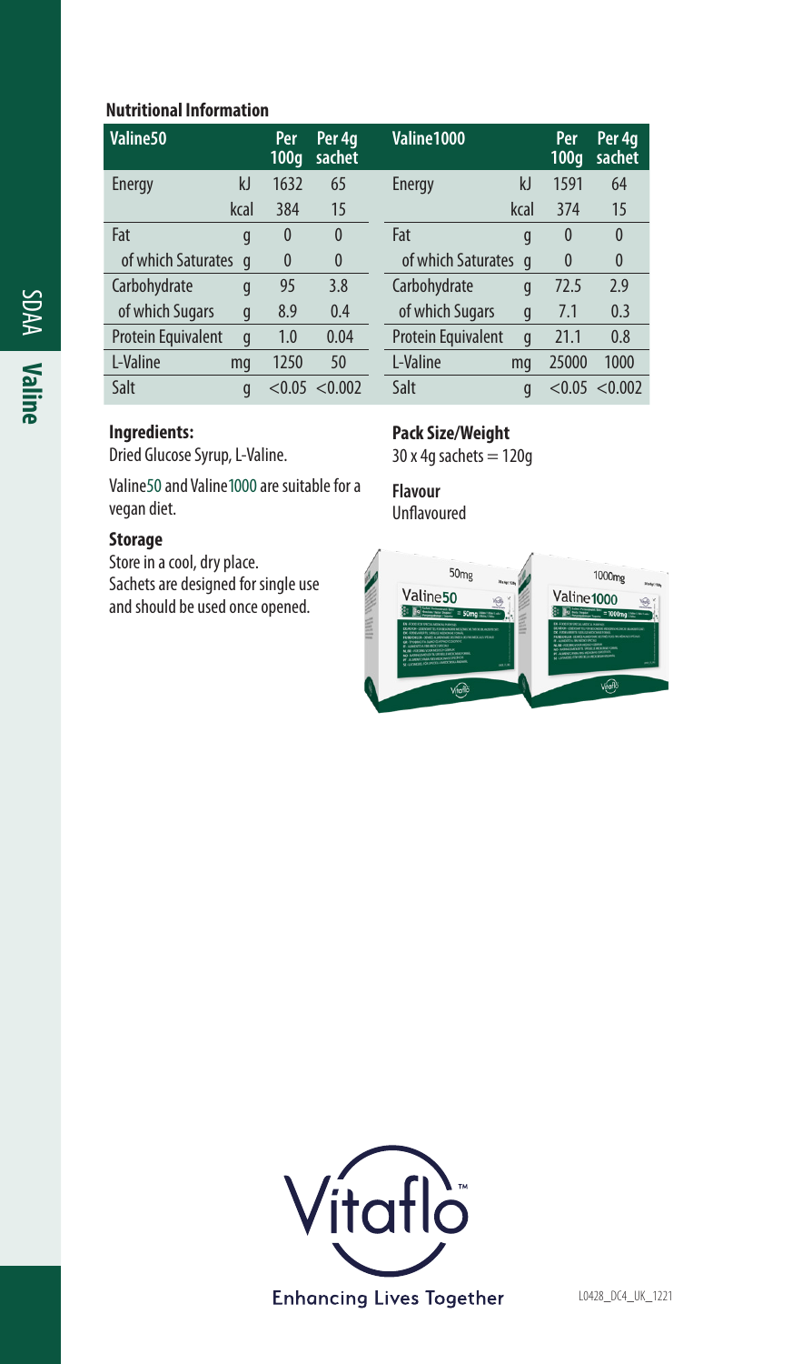**Nutritional Information**

| Valine50 | | Per 100g | Per 4g sachet |
|---|---|---|---|
| Energy | kJ | 1632 | 65 |
| | kcal | 384 | 15 |
| Fat | g | 0 | 0 |
| of which Saturates | g | 0 | 0 |
| Carbohydrate | g | 95 | 3.8 |
| of which Sugars | g | 8.9 | 0.4 |
| Protein Equivalent | g | 1.0 | 0.04 |
| L-Valine | mg | 1250 | 50 |
| Salt | g | <0.05 | <0.002 |

| Valine1000 | | Per 100g | Per 4g sachet |
|---|---|---|---|
| Energy | kJ | 1591 | 64 |
| | kcal | 374 | 15 |
| Fat | g | 0 | 0 |
| of which Saturates | g | 0 | 0 |
| Carbohydrate | g | 72.5 | 2.9 |
| of which Sugars | g | 7.1 | 0.3 |
| Protein Equivalent | g | 21.1 | 0.8 |
| L-Valine | mg | 25000 | 1000 |
| Salt | g | <0.05 | <0.002 |

**Ingredients:**

Dried Glucose Syrup, L-Valine.

Valine50 and Valine1000 are suitable for a vegan diet.

**Storage**

Store in a cool, dry place.
Sachets are designed for single use and should be used once opened.

**Pack Size/Weight**

30 x 4g sachets = 120g

**Flavour**

Unflavoured

Vitaflo™

Enhancing Lives Together

L0428_DC4_UK_1221